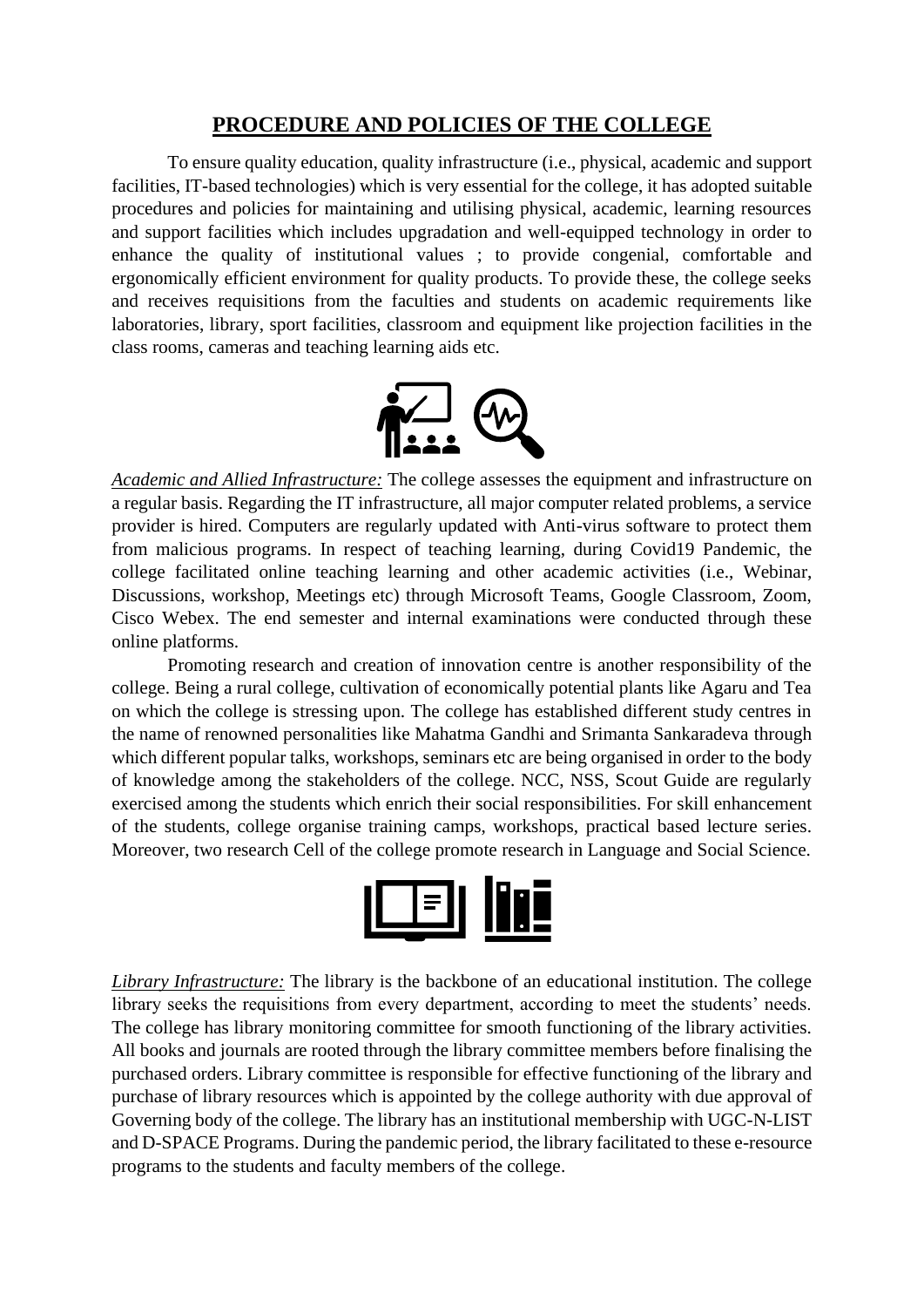## PROCEDURE AND POLICIES OF THE COLLEGE

To ensure quality education, quality infrastructure (i.e., physical, academic and support facilities, IT-based technologies) which is very essential for the college, it has adopted suitable procedures and policies for maintaining and utilising physical, academic, learning resources and support facilities which includes upgradation and well-equipped technology in order to enhance the quality of institutional values ; to provide congenial, comfortable and ergonomically efficient environment for quality products. To provide these, the college seeks and receives requisitions from the faculties and students on academic requirements like laboratories, library, sport facilities, classroom and equipment like projection facilities in the class rooms, cameras and teaching learning aids etc.

*Academic and Allied Infrastructure:* The college assesses the equipment and infrastructure on a regular basis. Regarding the IT infrastructure, all major computer related problems, a service provider is hired. Computers are regularly updated with Anti-virus software to protect them from malicious programs. In respect of teaching learning, during Covid19 Pandemic, the college facilitated online teaching learning and other academic activities (i.e., Webinar, Discussions, workshop, Meetings etc) through Microsoft Teams, Google Classroom, Zoom, Cisco Webex. The end semester and internal examinations were conducted through these online platforms.

Promoting research and creation of innovation centre is another responsibility of the college. Being a rural college, cultivation of economically potential plants like Agaru and Tea on which the college is stressing upon. The college has established different study centres in the name of renowned personalities like Mahatma Gandhi and Srimanta Sankaradeva through which different popular talks, workshops, seminars etc are being organised in order to the body of knowledge among the stakeholders of the college. NCC, NSS, Scout Guide are regularly exercised among the students which enrich their social responsibilities. For skill enhancement of the students, college organise training camps, workshops, practical based lecture series. Moreover, two research Cell of the college promote research in Language and Social Science.

*Library Infrastructure:* The library is the backbone of an educational institution. The college library seeks the requisitions from every department, according to meet the students' needs. The college has library monitoring committee for smooth functioning of the library activities. All books and journals are rooted through the library committee members before finalising the purchased orders. Library committee is responsible for effective functioning of the library and purchase of library resources which is appointed by the college authority with due approval of Governing body of the college. The library has an institutional membership with UGC-N-LIST and D-SPACE Programs. During the pandemic period, the library facilitated to these e-resource programs to the students and faculty members of the college.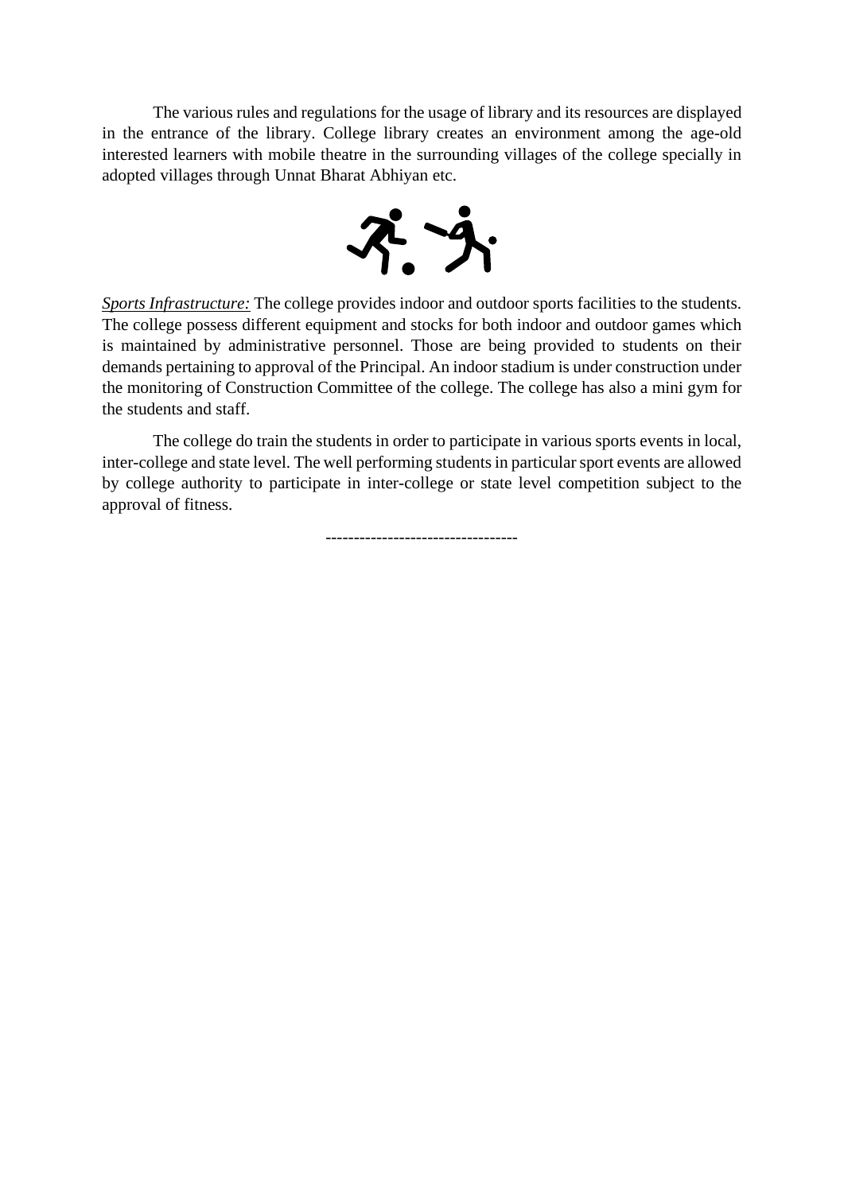The various rules and regulations for the usage of library and its resources are displayed in the entrance of the library. College library creates an environment among the age-old interested learners with mobile theatre in the surrounding villages of the college specially in adopted villages through Unnat Bharat Abhiyan etc.

*Sports Infrastructure:* The college provides indoor and outdoor sports facilities to the students. The college possess different equipment and stocks for both indoor and outdoor games which is maintained by administrative personnel. Those are being provided to students on their demands pertaining to approval of the Principal. An indoor stadium is under construction under the monitoring of Construction Committee of the college. The college has also a mini gym for the students and staff.

The college do train the students in order to participate in various sports events in local, inter-college and state level. The well performing students in particular sport events are allowed by college authority to participate in inter-college or state level competition subject to the approval of fitness.

---------------------------------